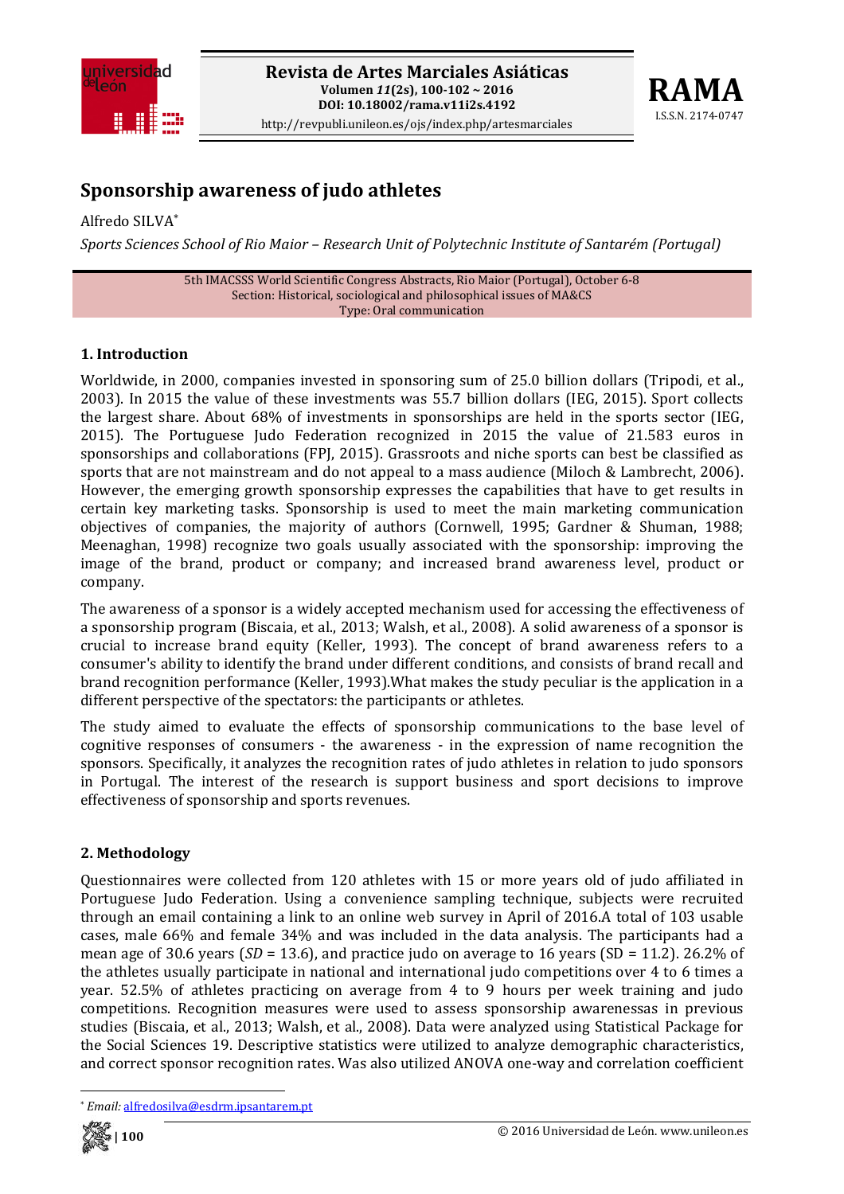# Sponsorship awareness of judo athletes

Alfredo SILVA*

*Sports Sciences School of Rio Maior – Research Unit of Polytechnic Institute of Santarém (Portugal)*

5th IMACSSS World Scientific Congress Abstracts, Rio Maior (Portugal), October 6-8
Section: Historical, sociological and philosophical issues of MA&CS
Type: Oral communication

## 1. Introduction

Worldwide, in 2000, companies invested in sponsoring sum of 25.0 billion dollars (Tripodi, et al., 2003). In 2015 the value of these investments was 55.7 billion dollars (IEG, 2015). Sport collects the largest share. About 68% of investments in sponsorships are held in the sports sector (IEG, 2015). The Portuguese Judo Federation recognized in 2015 the value of 21.583 euros in sponsorships and collaborations (FPJ, 2015). Grassroots and niche sports can best be classified as sports that are not mainstream and do not appeal to a mass audience (Miloch & Lambrecht, 2006). However, the emerging growth sponsorship expresses the capabilities that have to get results in certain key marketing tasks. Sponsorship is used to meet the main marketing communication objectives of companies, the majority of authors (Cornwell, 1995; Gardner & Shuman, 1988; Meenaghan, 1998) recognize two goals usually associated with the sponsorship: improving the image of the brand, product or company; and increased brand awareness level, product or company.

The awareness of a sponsor is a widely accepted mechanism used for accessing the effectiveness of a sponsorship program (Biscaia, et al., 2013; Walsh, et al., 2008). A solid awareness of a sponsor is crucial to increase brand equity (Keller, 1993). The concept of brand awareness refers to a consumer's ability to identify the brand under different conditions, and consists of brand recall and brand recognition performance (Keller, 1993).What makes the study peculiar is the application in a different perspective of the spectators: the participants or athletes.

The study aimed to evaluate the effects of sponsorship communications to the base level of cognitive responses of consumers - the awareness - in the expression of name recognition the sponsors. Specifically, it analyzes the recognition rates of judo athletes in relation to judo sponsors in Portugal. The interest of the research is support business and sport decisions to improve effectiveness of sponsorship and sports revenues.

## 2. Methodology

Questionnaires were collected from 120 athletes with 15 or more years old of judo affiliated in Portuguese Judo Federation. Using a convenience sampling technique, subjects were recruited through an email containing a link to an online web survey in April of 2016.A total of 103 usable cases, male 66% and female 34% and was included in the data analysis. The participants had a mean age of 30.6 years (*SD* = 13.6), and practice judo on average to 16 years (SD = 11.2). 26.2% of the athletes usually participate in national and international judo competitions over 4 to 6 times a year. 52.5% of athletes practicing on average from 4 to 9 hours per week training and judo competitions. Recognition measures were used to assess sponsorship awarenessas in previous studies (Biscaia, et al., 2013; Walsh, et al., 2008). Data were analyzed using Statistical Package for the Social Sciences 19. Descriptive statistics were utilized to analyze demographic characteristics, and correct sponsor recognition rates. Was also utilized ANOVA one-way and correlation coefficient

* *Email:* alfredosilva@esdrm.ipsantarem.pt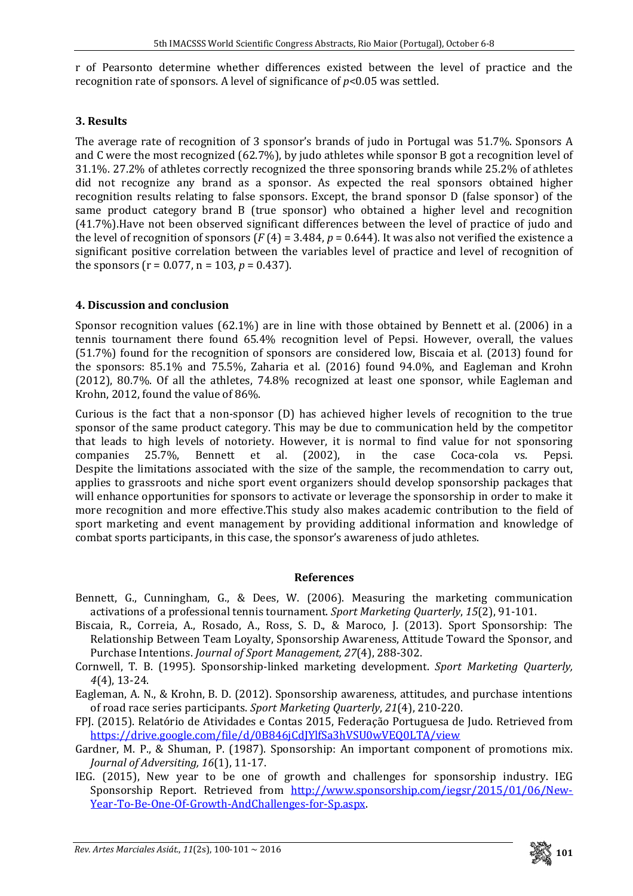r of Pearsonto determine whether differences existed between the level of practice and the recognition rate of sponsors. A level of significance of $p<0.05$ was settled.

### 3. Results

The average rate of recognition of 3 sponsor's brands of judo in Portugal was 51.7%. Sponsors A and C were the most recognized (62.7%), by judo athletes while sponsor B got a recognition level of 31.1%. 27.2% of athletes correctly recognized the three sponsoring brands while 25.2% of athletes did not recognize any brand as a sponsor. As expected the real sponsors obtained higher recognition results relating to false sponsors. Except, the brand sponsor D (false sponsor) of the same product category brand B (true sponsor) who obtained a higher level and recognition (41.7%).Have not been observed significant differences between the level of practice of judo and the level of recognition of sponsors ($F(4) = 3.484$, $p = 0.644$). It was also not verified the existence a significant positive correlation between the variables level of practice and level of recognition of the sponsors ($r = 0.077$, $n = 103$, $p = 0.437$).

### 4. Discussion and conclusion

Sponsor recognition values (62.1%) are in line with those obtained by Bennett et al. (2006) in a tennis tournament there found 65.4% recognition level of Pepsi. However, overall, the values (51.7%) found for the recognition of sponsors are considered low, Biscaia et al. (2013) found for the sponsors: 85.1% and 75.5%, Zaharia et al. (2016) found 94.0%, and Eagleman and Krohn (2012), 80.7%. Of all the athletes, 74.8% recognized at least one sponsor, while Eagleman and Krohn, 2012, found the value of 86%.

Curious is the fact that a non-sponsor (D) has achieved higher levels of recognition to the true sponsor of the same product category. This may be due to communication held by the competitor that leads to high levels of notoriety. However, it is normal to find value for not sponsoring companies 25.7%, Bennett et al. (2002), in the case Coca-cola vs. Pepsi. Despite the limitations associated with the size of the sample, the recommendation to carry out, applies to grassroots and niche sport event organizers should develop sponsorship packages that will enhance opportunities for sponsors to activate or leverage the sponsorship in order to make it more recognition and more effective.This study also makes academic contribution to the field of sport marketing and event management by providing additional information and knowledge of combat sports participants, in this case, the sponsor's awareness of judo athletes.

### References

Bennett, G., Cunningham, G., & Dees, W. (2006). Measuring the marketing communication activations of a professional tennis tournament. *Sport Marketing Quarterly*, *15*(2), 91-101.

Biscaia, R., Correia, A., Rosado, A., Ross, S. D., & Maroco, J. (2013). Sport Sponsorship: The Relationship Between Team Loyalty, Sponsorship Awareness, Attitude Toward the Sponsor, and Purchase Intentions. *Journal of Sport Management, 27*(4), 288-302.

Cornwell, T. B. (1995). Sponsorship-linked marketing development. *Sport Marketing Quarterly, 4*(4), 13-24.

Eagleman, A. N., & Krohn, B. D. (2012). Sponsorship awareness, attitudes, and purchase intentions of road race series participants. *Sport Marketing Quarterly*, *21*(4), 210-220.

FPJ. (2015). Relatório de Atividades e Contas 2015, Federação Portuguesa de Judo. Retrieved from https://drive.google.com/file/d/0B846jCdJYlfSa3hVSU0wVEQ0LTA/view

Gardner, M. P., & Shuman, P. (1987). Sponsorship: An important component of promotions mix. *Journal of Adversiting, 16*(1), 11-17.

IEG. (2015), New year to be one of growth and challenges for sponsorship industry. IEG Sponsorship Report. Retrieved from http://www.sponsorship.com/iegsr/2015/01/06/New-Year-To-Be-One-Of-Growth-AndChallenges-for-Sp.aspx.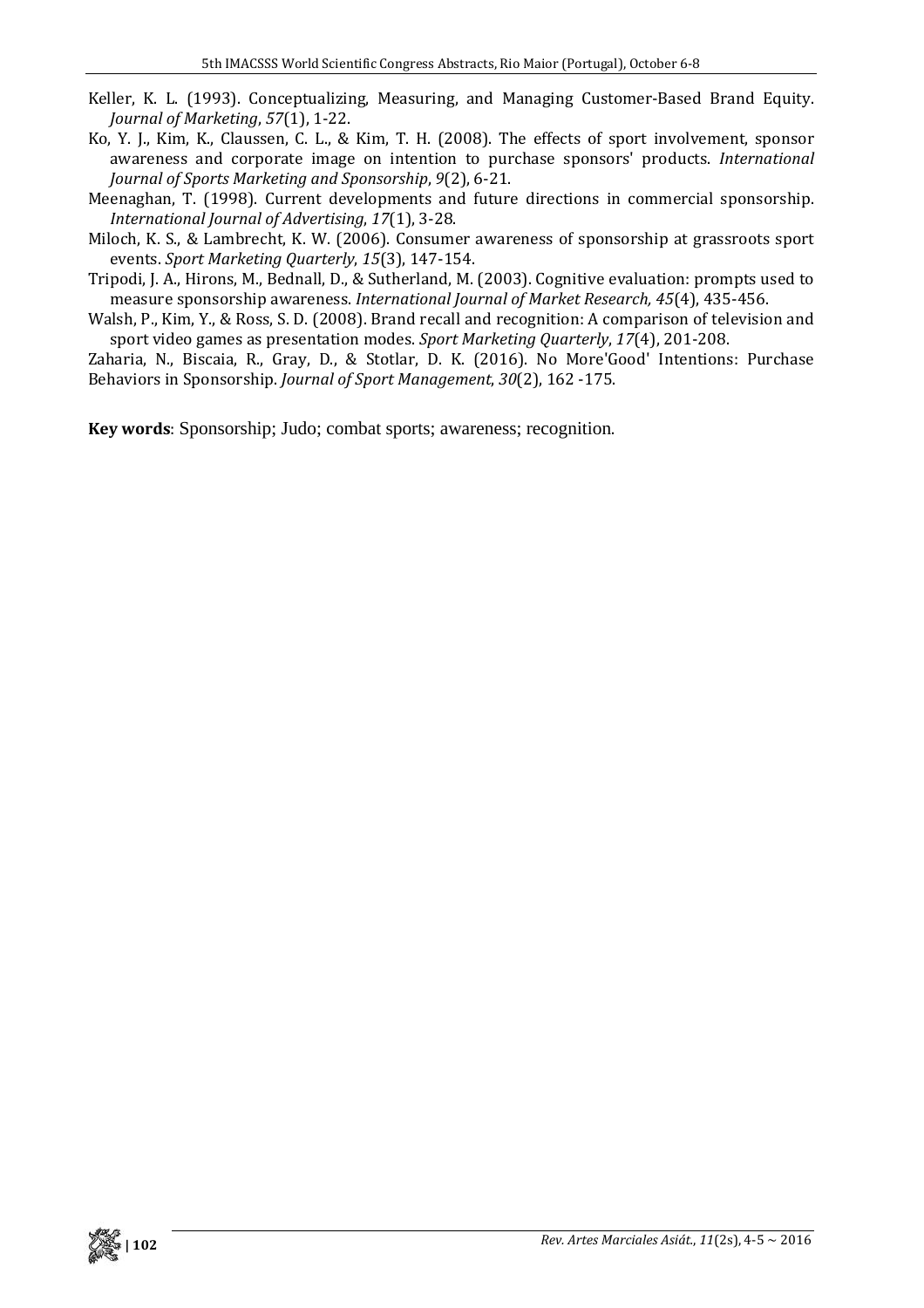Keller, K. L. (1993). Conceptualizing, Measuring, and Managing Customer-Based Brand Equity. *Journal of Marketing*, *57*(1), 1-22.

Ko, Y. J., Kim, K., Claussen, C. L., & Kim, T. H. (2008). The effects of sport involvement, sponsor awareness and corporate image on intention to purchase sponsors' products. *International Journal of Sports Marketing and Sponsorship*, *9*(2), 6-21.

Meenaghan, T. (1998). Current developments and future directions in commercial sponsorship. *International Journal of Advertising*, *17*(1), 3-28.

Miloch, K. S., & Lambrecht, K. W. (2006). Consumer awareness of sponsorship at grassroots sport events. *Sport Marketing Quarterly*, *15*(3), 147-154.

Tripodi, J. A., Hirons, M., Bednall, D., & Sutherland, M. (2003). Cognitive evaluation: prompts used to measure sponsorship awareness. *International Journal of Market Research, 45*(4), 435-456.

Walsh, P., Kim, Y., & Ross, S. D. (2008). Brand recall and recognition: A comparison of television and sport video games as presentation modes. *Sport Marketing Quarterly*, *17*(4), 201-208.

Zaharia, N., Biscaia, R., Gray, D., & Stotlar, D. K. (2016). No More'Good' Intentions: Purchase Behaviors in Sponsorship. *Journal of Sport Management*, *30*(2), 162 -175.

**Key words**: Sponsorship; Judo; combat sports; awareness; recognition.